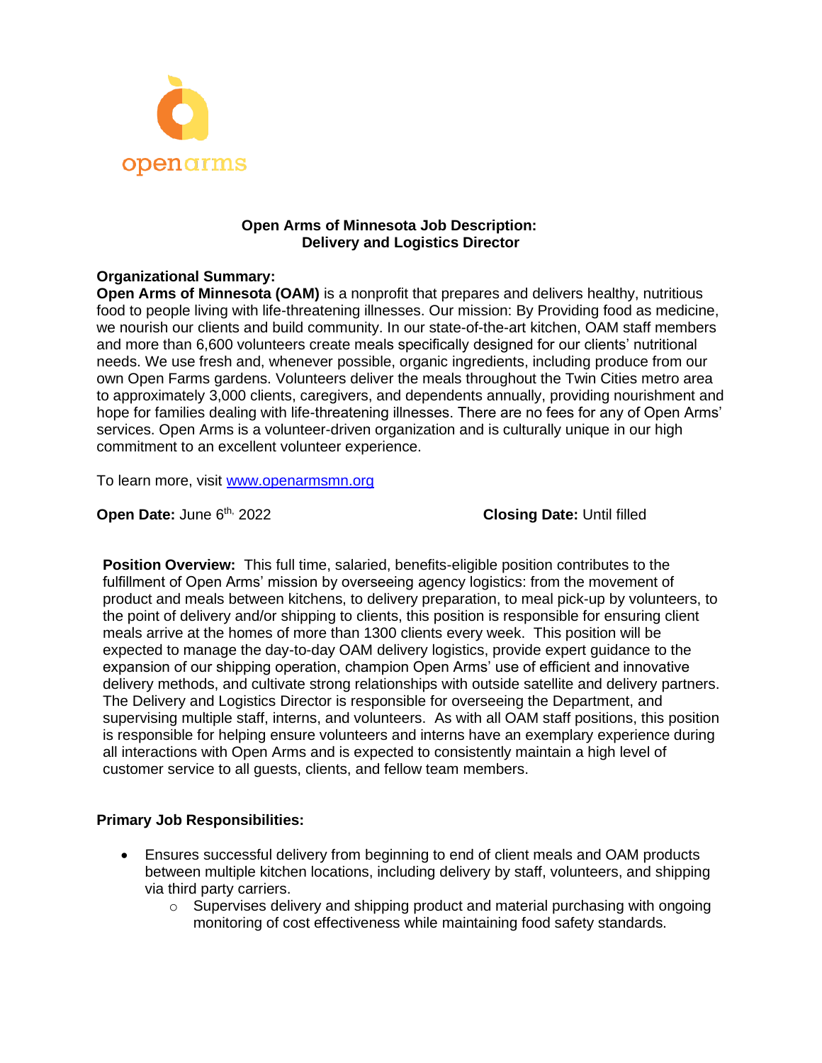openarms

# Open Arms of Minnesota Job Description: Delivery and Logistics Director

**Organizational Summary:**
**Open Arms of Minnesota (OAM)** is a nonprofit that prepares and delivers healthy, nutritious food to people living with life-threatening illnesses. Our mission: By Providing food as medicine, we nourish our clients and build community. In our state-of-the-art kitchen, OAM staff members and more than 6,600 volunteers create meals specifically designed for our clients' nutritional needs. We use fresh and, whenever possible, organic ingredients, including produce from our own Open Farms gardens. Volunteers deliver the meals throughout the Twin Cities metro area to approximately 3,000 clients, caregivers, and dependents annually, providing nourishment and hope for families dealing with life-threatening illnesses. There are no fees for any of Open Arms' services. Open Arms is a volunteer-driven organization and is culturally unique in our high commitment to an excellent volunteer experience.

To learn more, visit [www.openarmsmn.org](http://www.openarmsmn.org)

**Open Date:** June 6th, 2022

**Closing Date:** Until filled

**Position Overview:** This full time, salaried, benefits-eligible position contributes to the fulfillment of Open Arms' mission by overseeing agency logistics: from the movement of product and meals between kitchens, to delivery preparation, to meal pick-up by volunteers, to the point of delivery and/or shipping to clients, this position is responsible for ensuring client meals arrive at the homes of more than 1300 clients every week. This position will be expected to manage the day-to-day OAM delivery logistics, provide expert guidance to the expansion of our shipping operation, champion Open Arms' use of efficient and innovative delivery methods, and cultivate strong relationships with outside satellite and delivery partners. The Delivery and Logistics Director is responsible for overseeing the Department, and supervising multiple staff, interns, and volunteers. As with all OAM staff positions, this position is responsible for helping ensure volunteers and interns have an exemplary experience during all interactions with Open Arms and is expected to consistently maintain a high level of customer service to all guests, clients, and fellow team members.

**Primary Job Responsibilities:**

- Ensures successful delivery from beginning to end of client meals and OAM products between multiple kitchen locations, including delivery by staff, volunteers, and shipping via third party carriers.
  - Supervises delivery and shipping product and material purchasing with ongoing monitoring of cost effectiveness while maintaining food safety standards.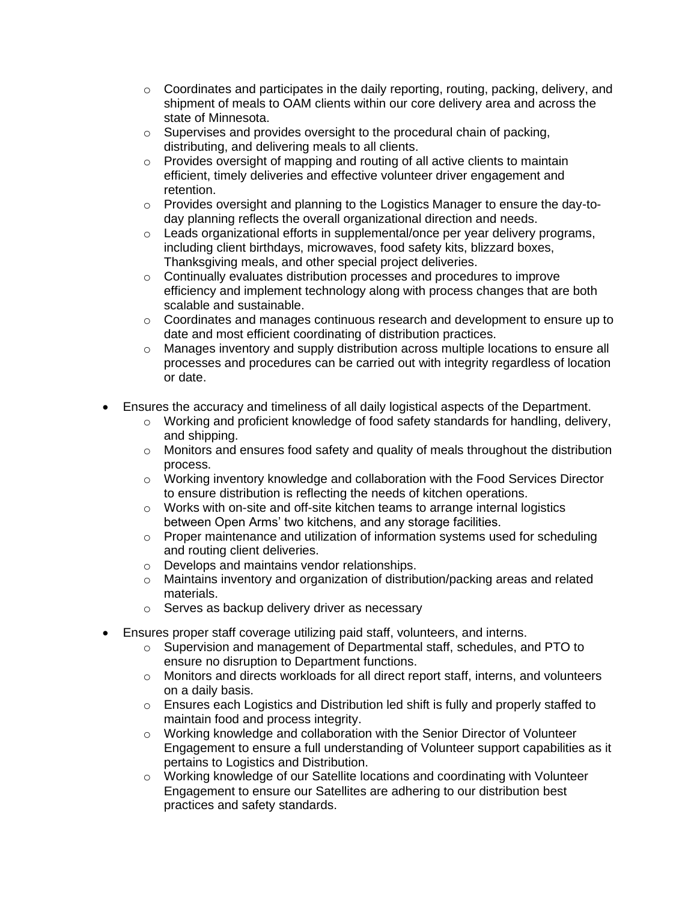- Coordinates and participates in the daily reporting, routing, packing, delivery, and shipment of meals to OAM clients within our core delivery area and across the state of Minnesota.
  - Supervises and provides oversight to the procedural chain of packing, distributing, and delivering meals to all clients.
  - Provides oversight of mapping and routing of all active clients to maintain efficient, timely deliveries and effective volunteer driver engagement and retention.
  - Provides oversight and planning to the Logistics Manager to ensure the day-to-day planning reflects the overall organizational direction and needs.
  - Leads organizational efforts in supplemental/once per year delivery programs, including client birthdays, microwaves, food safety kits, blizzard boxes, Thanksgiving meals, and other special project deliveries.
  - Continually evaluates distribution processes and procedures to improve efficiency and implement technology along with process changes that are both scalable and sustainable.
  - Coordinates and manages continuous research and development to ensure up to date and most efficient coordinating of distribution practices.
  - Manages inventory and supply distribution across multiple locations to ensure all processes and procedures can be carried out with integrity regardless of location or date.

- Ensures the accuracy and timeliness of all daily logistical aspects of the Department.
  - Working and proficient knowledge of food safety standards for handling, delivery, and shipping.
  - Monitors and ensures food safety and quality of meals throughout the distribution process.
  - Working inventory knowledge and collaboration with the Food Services Director to ensure distribution is reflecting the needs of kitchen operations.
  - Works with on-site and off-site kitchen teams to arrange internal logistics between Open Arms' two kitchens, and any storage facilities.
  - Proper maintenance and utilization of information systems used for scheduling and routing client deliveries.
  - Develops and maintains vendor relationships.
  - Maintains inventory and organization of distribution/packing areas and related materials.
  - Serves as backup delivery driver as necessary

- Ensures proper staff coverage utilizing paid staff, volunteers, and interns.
  - Supervision and management of Departmental staff, schedules, and PTO to ensure no disruption to Department functions.
  - Monitors and directs workloads for all direct report staff, interns, and volunteers on a daily basis.
  - Ensures each Logistics and Distribution led shift is fully and properly staffed to maintain food and process integrity.
  - Working knowledge and collaboration with the Senior Director of Volunteer Engagement to ensure a full understanding of Volunteer support capabilities as it pertains to Logistics and Distribution.
  - Working knowledge of our Satellite locations and coordinating with Volunteer Engagement to ensure our Satellites are adhering to our distribution best practices and safety standards.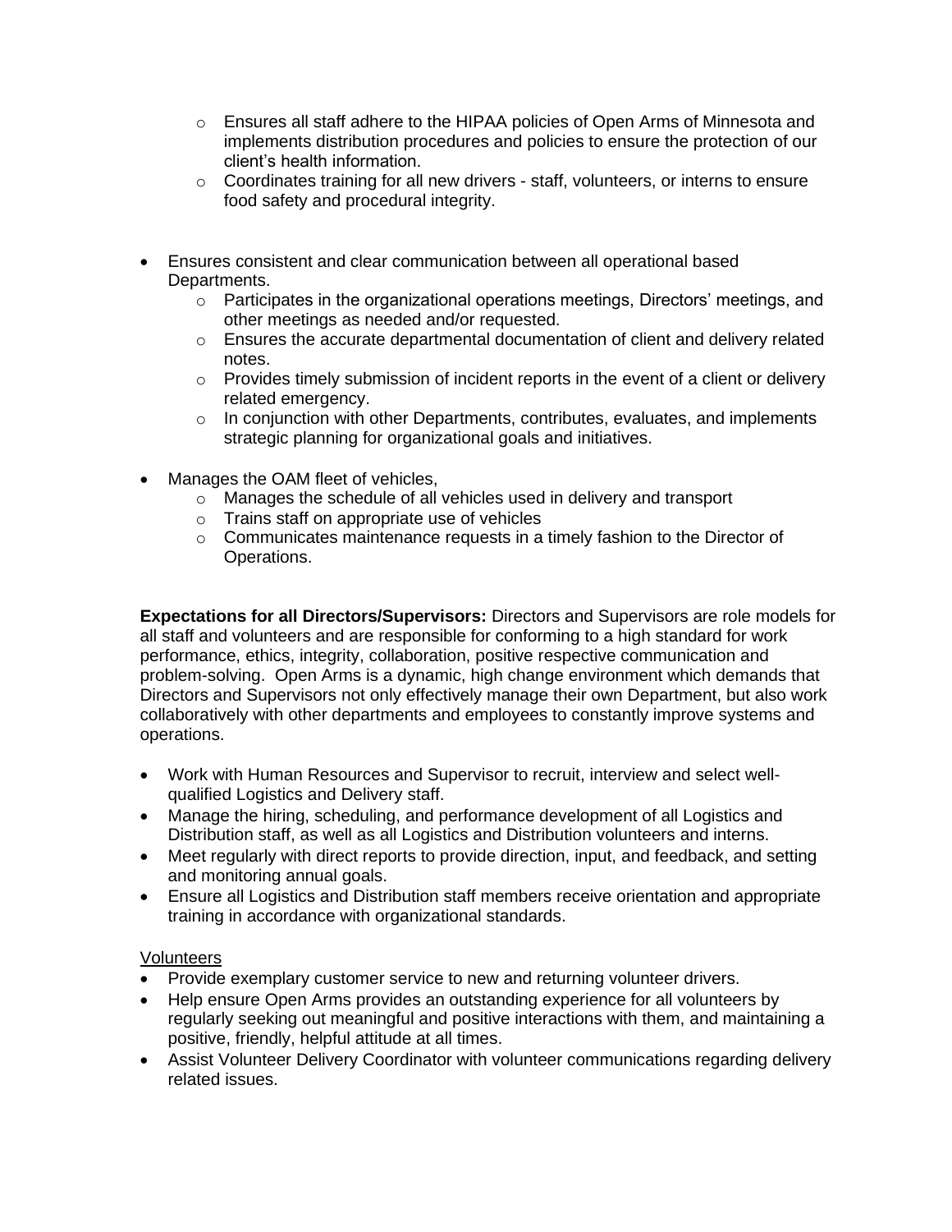- Ensures all staff adhere to the HIPAA policies of Open Arms of Minnesota and implements distribution procedures and policies to ensure the protection of our client's health information.
  - Coordinates training for all new drivers - staff, volunteers, or interns to ensure food safety and procedural integrity.

- Ensures consistent and clear communication between all operational based Departments.
  - Participates in the organizational operations meetings, Directors' meetings, and other meetings as needed and/or requested.
  - Ensures the accurate departmental documentation of client and delivery related notes.
  - Provides timely submission of incident reports in the event of a client or delivery related emergency.
  - In conjunction with other Departments, contributes, evaluates, and implements strategic planning for organizational goals and initiatives.

- Manages the OAM fleet of vehicles,
  - Manages the schedule of all vehicles used in delivery and transport
  - Trains staff on appropriate use of vehicles
  - Communicates maintenance requests in a timely fashion to the Director of Operations.

**Expectations for all Directors/Supervisors:** Directors and Supervisors are role models for all staff and volunteers and are responsible for conforming to a high standard for work performance, ethics, integrity, collaboration, positive respective communication and problem-solving. Open Arms is a dynamic, high change environment which demands that Directors and Supervisors not only effectively manage their own Department, but also work collaboratively with other departments and employees to constantly improve systems and operations.

- Work with Human Resources and Supervisor to recruit, interview and select well-qualified Logistics and Delivery staff.
- Manage the hiring, scheduling, and performance development of all Logistics and Distribution staff, as well as all Logistics and Distribution volunteers and interns.
- Meet regularly with direct reports to provide direction, input, and feedback, and setting and monitoring annual goals.
- Ensure all Logistics and Distribution staff members receive orientation and appropriate training in accordance with organizational standards.

<u>Volunteers</u>

- Provide exemplary customer service to new and returning volunteer drivers.
- Help ensure Open Arms provides an outstanding experience for all volunteers by regularly seeking out meaningful and positive interactions with them, and maintaining a positive, friendly, helpful attitude at all times.
- Assist Volunteer Delivery Coordinator with volunteer communications regarding delivery related issues.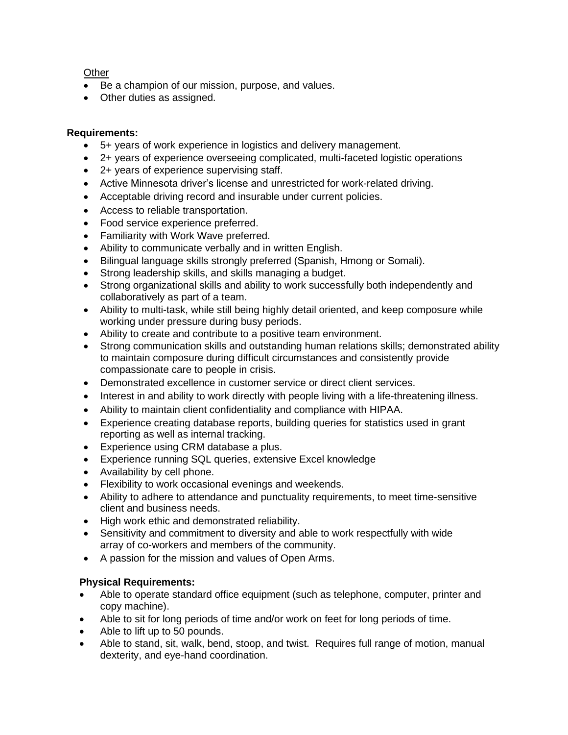Other

- Be a champion of our mission, purpose, and values.
- Other duties as assigned.

**Requirements:**

- 5+ years of work experience in logistics and delivery management.
- 2+ years of experience overseeing complicated, multi-faceted logistic operations
- 2+ years of experience supervising staff.
- Active Minnesota driver's license and unrestricted for work-related driving.
- Acceptable driving record and insurable under current policies.
- Access to reliable transportation.
- Food service experience preferred.
- Familiarity with Work Wave preferred.
- Ability to communicate verbally and in written English.
- Bilingual language skills strongly preferred (Spanish, Hmong or Somali).
- Strong leadership skills, and skills managing a budget.
- Strong organizational skills and ability to work successfully both independently and collaboratively as part of a team.
- Ability to multi-task, while still being highly detail oriented, and keep composure while working under pressure during busy periods.
- Ability to create and contribute to a positive team environment.
- Strong communication skills and outstanding human relations skills; demonstrated ability to maintain composure during difficult circumstances and consistently provide compassionate care to people in crisis.
- Demonstrated excellence in customer service or direct client services.
- Interest in and ability to work directly with people living with a life-threatening illness.
- Ability to maintain client confidentiality and compliance with HIPAA.
- Experience creating database reports, building queries for statistics used in grant reporting as well as internal tracking.
- Experience using CRM database a plus.
- Experience running SQL queries, extensive Excel knowledge
- Availability by cell phone.
- Flexibility to work occasional evenings and weekends.
- Ability to adhere to attendance and punctuality requirements, to meet time-sensitive client and business needs.
- High work ethic and demonstrated reliability.
- Sensitivity and commitment to diversity and able to work respectfully with wide array of co-workers and members of the community.
- A passion for the mission and values of Open Arms.

**Physical Requirements:**

- Able to operate standard office equipment (such as telephone, computer, printer and copy machine).
- Able to sit for long periods of time and/or work on feet for long periods of time.
- Able to lift up to 50 pounds.
- Able to stand, sit, walk, bend, stoop, and twist. Requires full range of motion, manual dexterity, and eye-hand coordination.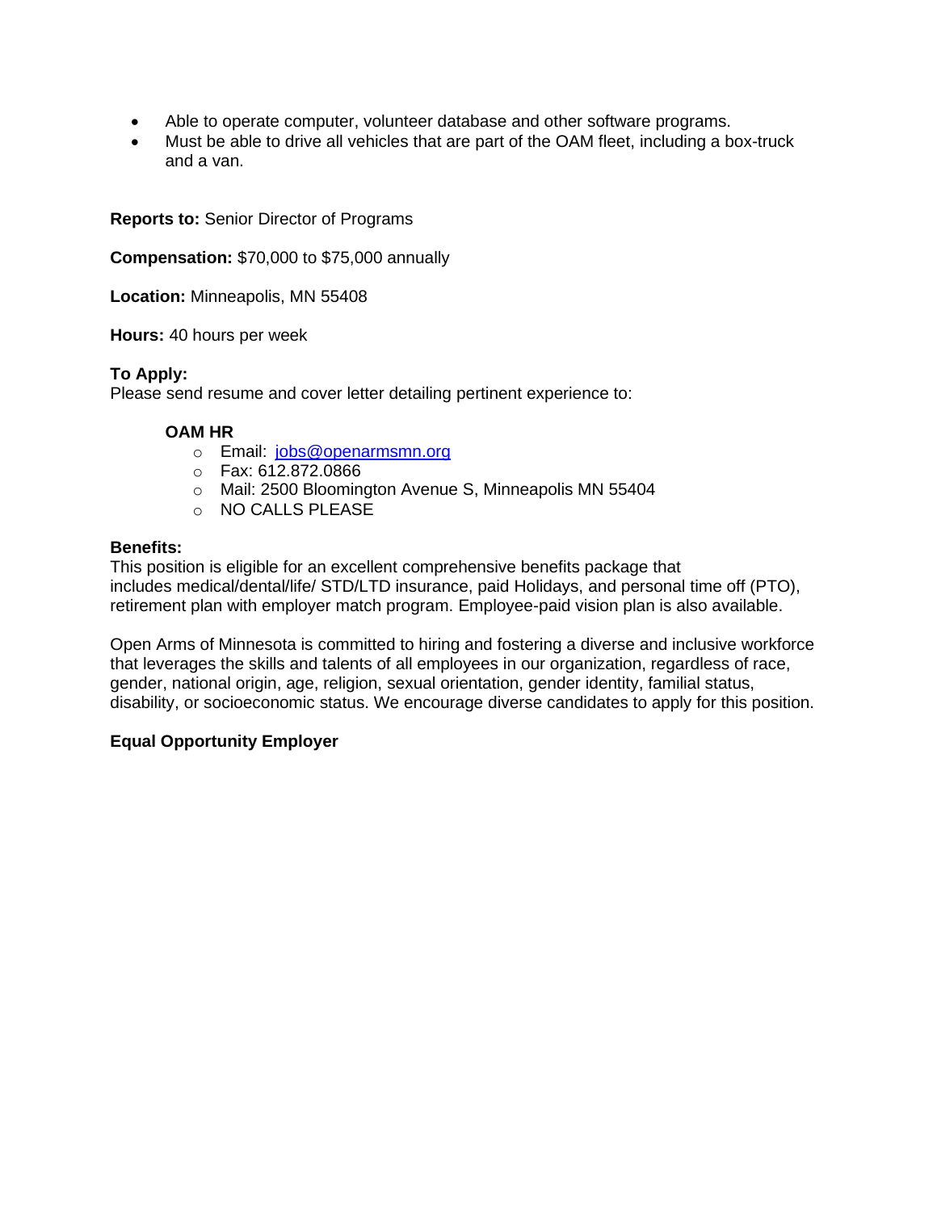- Able to operate computer, volunteer database and other software programs.
- Must be able to drive all vehicles that are part of the OAM fleet, including a box-truck and a van.

**Reports to:** Senior Director of Programs

**Compensation:** $70,000 to $75,000 annually

**Location:** Minneapolis, MN 55408

**Hours:** 40 hours per week

**To Apply:**
Please send resume and cover letter detailing pertinent experience to:

**OAM HR**

- Email: [jobs@openarmsmn.org](mailto:jobs@openarmsmn.org)
- Fax: 612.872.0866
- Mail: 2500 Bloomington Avenue S, Minneapolis MN 55404
- NO CALLS PLEASE

**Benefits:**
This position is eligible for an excellent comprehensive benefits package that includes medical/dental/life/ STD/LTD insurance, paid Holidays, and personal time off (PTO), retirement plan with employer match program. Employee-paid vision plan is also available.

Open Arms of Minnesota is committed to hiring and fostering a diverse and inclusive workforce that leverages the skills and talents of all employees in our organization, regardless of race, gender, national origin, age, religion, sexual orientation, gender identity, familial status, disability, or socioeconomic status. We encourage diverse candidates to apply for this position.

**Equal Opportunity Employer**